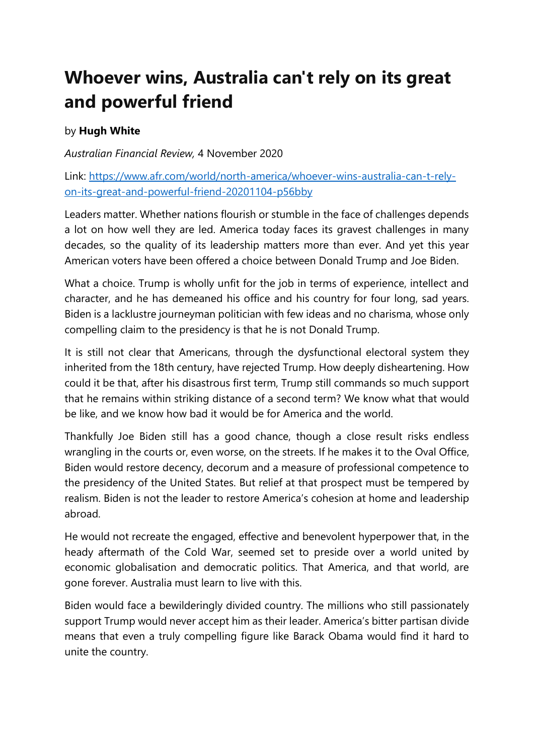# Whoever wins, Australia can't rely on its great and powerful friend

by **Hugh White**

*Australian Financial Review,* 4 November 2020

Link: [https://www.afr.com/world/north-america/whoever-wins-australia-can-t-rely-on-its-great-and-powerful-friend-20201104-p56bby](https://www.afr.com/world/north-america/whoever-wins-australia-can-t-rely-on-its-great-and-powerful-friend-20201104-p56bby)

Leaders matter. Whether nations flourish or stumble in the face of challenges depends a lot on how well they are led. America today faces its gravest challenges in many decades, so the quality of its leadership matters more than ever. And yet this year American voters have been offered a choice between Donald Trump and Joe Biden.

What a choice. Trump is wholly unfit for the job in terms of experience, intellect and character, and he has demeaned his office and his country for four long, sad years. Biden is a lacklustre journeyman politician with few ideas and no charisma, whose only compelling claim to the presidency is that he is not Donald Trump.

It is still not clear that Americans, through the dysfunctional electoral system they inherited from the 18th century, have rejected Trump. How deeply disheartening. How could it be that, after his disastrous first term, Trump still commands so much support that he remains within striking distance of a second term? We know what that would be like, and we know how bad it would be for America and the world.

Thankfully Joe Biden still has a good chance, though a close result risks endless wrangling in the courts or, even worse, on the streets. If he makes it to the Oval Office, Biden would restore decency, decorum and a measure of professional competence to the presidency of the United States. But relief at that prospect must be tempered by realism. Biden is not the leader to restore America's cohesion at home and leadership abroad.

He would not recreate the engaged, effective and benevolent hyperpower that, in the heady aftermath of the Cold War, seemed set to preside over a world united by economic globalisation and democratic politics. That America, and that world, are gone forever. Australia must learn to live with this.

Biden would face a bewilderingly divided country. The millions who still passionately support Trump would never accept him as their leader. America's bitter partisan divide means that even a truly compelling figure like Barack Obama would find it hard to unite the country.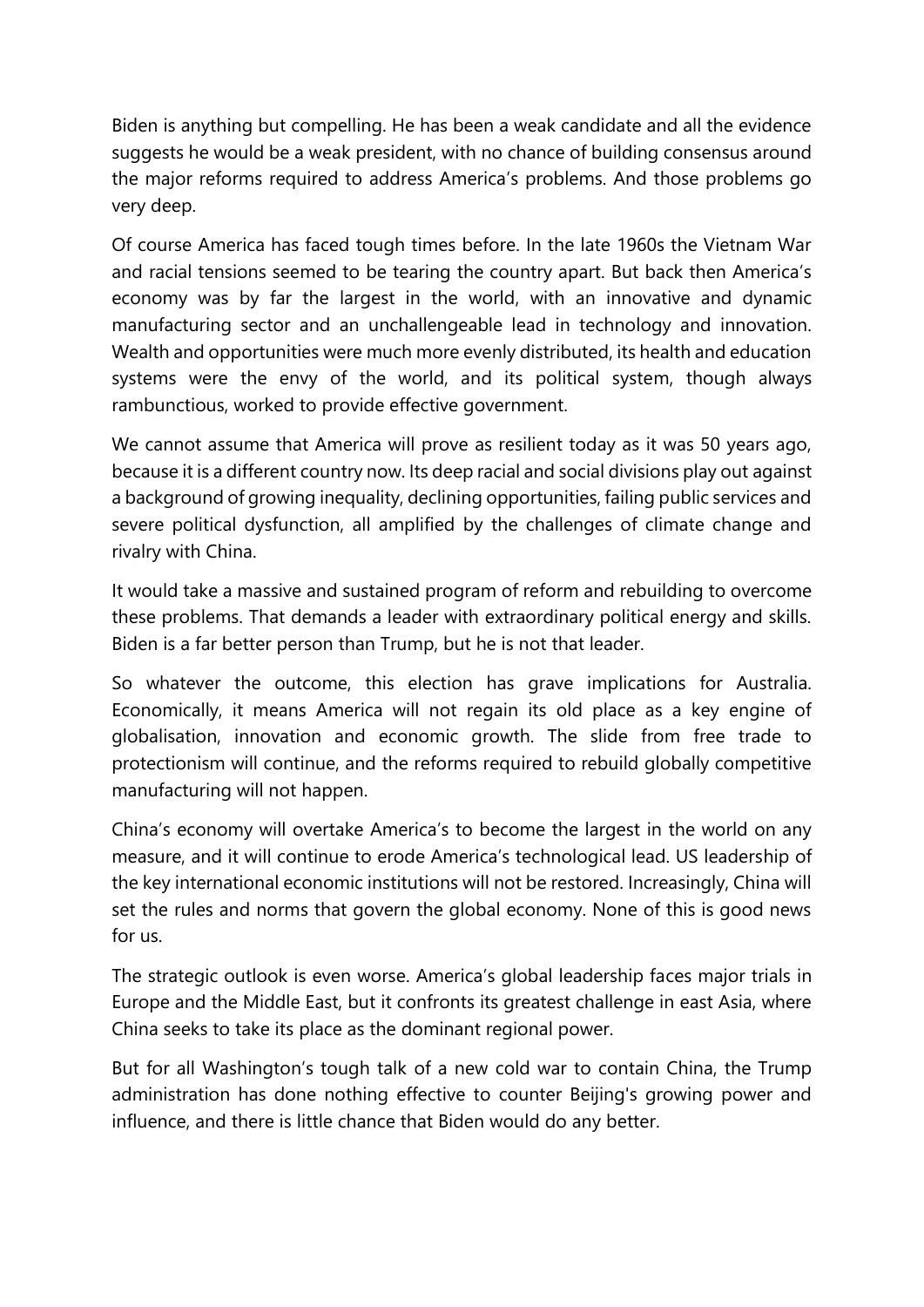Biden is anything but compelling. He has been a weak candidate and all the evidence suggests he would be a weak president, with no chance of building consensus around the major reforms required to address America's problems. And those problems go very deep.

Of course America has faced tough times before. In the late 1960s the Vietnam War and racial tensions seemed to be tearing the country apart. But back then America's economy was by far the largest in the world, with an innovative and dynamic manufacturing sector and an unchallengeable lead in technology and innovation. Wealth and opportunities were much more evenly distributed, its health and education systems were the envy of the world, and its political system, though always rambunctious, worked to provide effective government.

We cannot assume that America will prove as resilient today as it was 50 years ago, because it is a different country now. Its deep racial and social divisions play out against a background of growing inequality, declining opportunities, failing public services and severe political dysfunction, all amplified by the challenges of climate change and rivalry with China.

It would take a massive and sustained program of reform and rebuilding to overcome these problems. That demands a leader with extraordinary political energy and skills. Biden is a far better person than Trump, but he is not that leader.

So whatever the outcome, this election has grave implications for Australia. Economically, it means America will not regain its old place as a key engine of globalisation, innovation and economic growth. The slide from free trade to protectionism will continue, and the reforms required to rebuild globally competitive manufacturing will not happen.

China's economy will overtake America's to become the largest in the world on any measure, and it will continue to erode America's technological lead. US leadership of the key international economic institutions will not be restored. Increasingly, China will set the rules and norms that govern the global economy. None of this is good news for us.

The strategic outlook is even worse. America's global leadership faces major trials in Europe and the Middle East, but it confronts its greatest challenge in east Asia, where China seeks to take its place as the dominant regional power.

But for all Washington's tough talk of a new cold war to contain China, the Trump administration has done nothing effective to counter Beijing's growing power and influence, and there is little chance that Biden would do any better.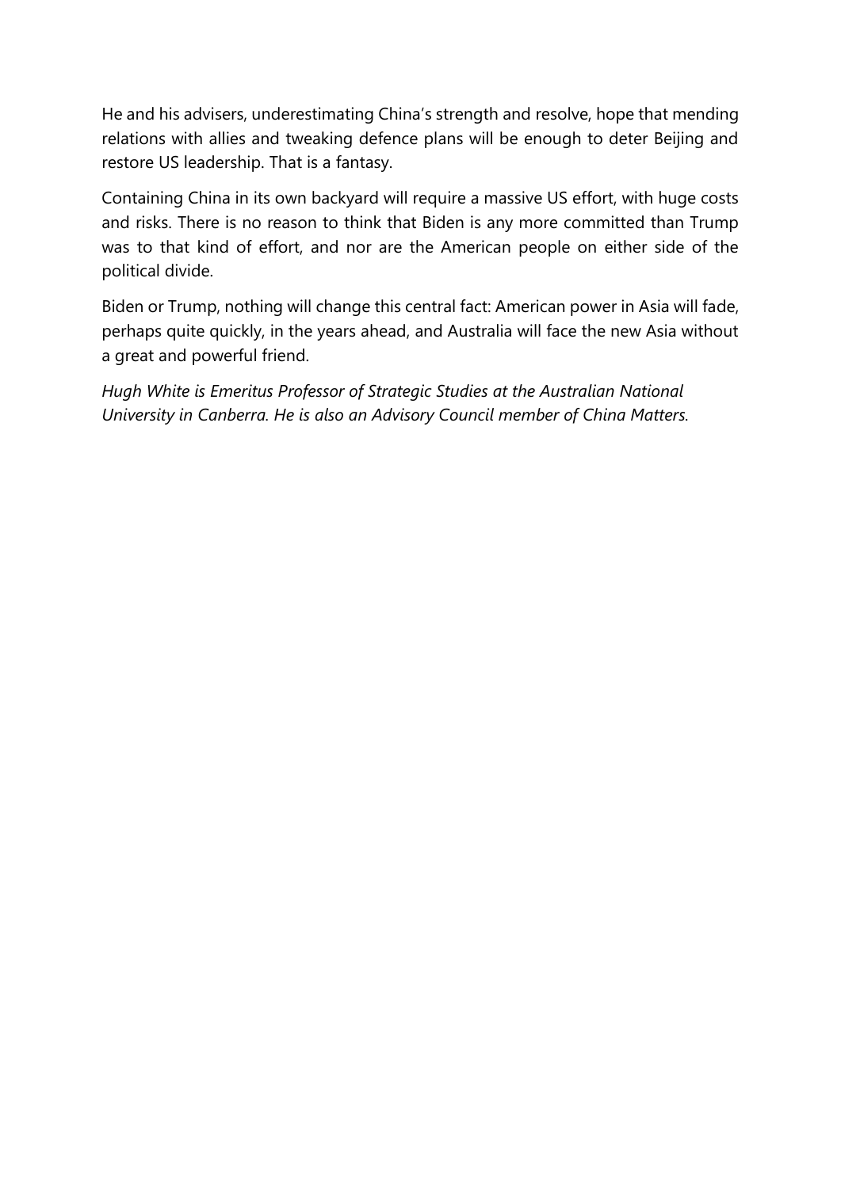He and his advisers, underestimating China's strength and resolve, hope that mending relations with allies and tweaking defence plans will be enough to deter Beijing and restore US leadership. That is a fantasy.

Containing China in its own backyard will require a massive US effort, with huge costs and risks. There is no reason to think that Biden is any more committed than Trump was to that kind of effort, and nor are the American people on either side of the political divide.

Biden or Trump, nothing will change this central fact: American power in Asia will fade, perhaps quite quickly, in the years ahead, and Australia will face the new Asia without a great and powerful friend.

*Hugh White is Emeritus Professor of Strategic Studies at the Australian National University in Canberra. He is also an Advisory Council member of China Matters.*